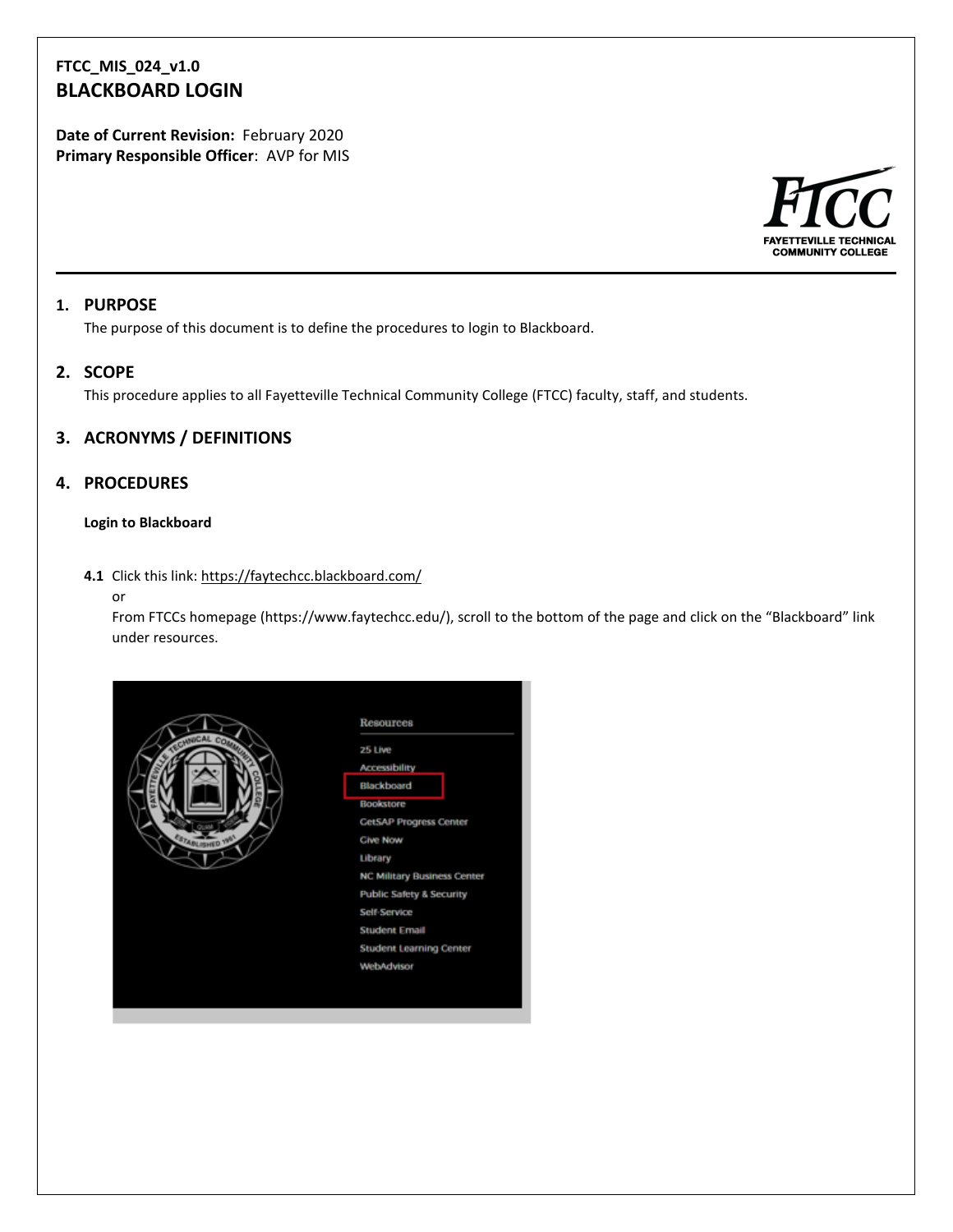**FTCC_MIS_024_v1.0**

# BLACKBOARD LOGIN

**Date of Current Revision:** February 2020
**Primary Responsible Officer**: AVP for MIS

## 1. PURPOSE

The purpose of this document is to define the procedures to login to Blackboard.

## 2. SCOPE

This procedure applies to all Fayetteville Technical Community College (FTCC) faculty, staff, and students.

## 3. ACRONYMS / DEFINITIONS

## 4. PROCEDURES

**Login to Blackboard**

**4.1** Click this link: https://faytechcc.blackboard.com/
or
From FTCCs homepage (https://www.faytechcc.edu/), scroll to the bottom of the page and click on the "Blackboard" link under resources.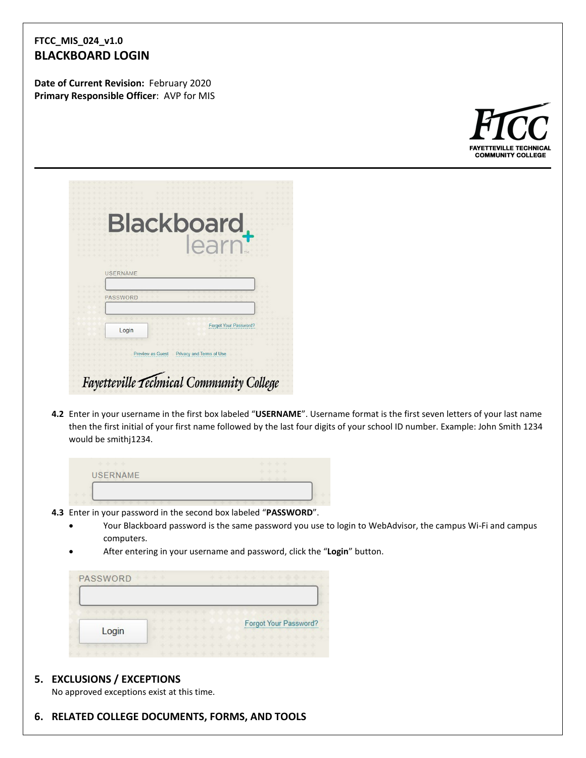## FTCC_MIS_024_v1.0
## BLACKBOARD LOGIN

**Date of Current Revision:** February 2020
**Primary Responsible Officer**: AVP for MIS

**4.2** Enter in your username in the first box labeled "**USERNAME**". Username format is the first seven letters of your last name then the first initial of your first name followed by the last four digits of your school ID number. Example: John Smith 1234 would be smithj1234.

**4.3** Enter in your password in the second box labeled "**PASSWORD**".

- Your Blackboard password is the same password you use to login to WebAdvisor, the campus Wi-Fi and campus computers.
- After entering in your username and password, click the "**Login**" button.

## 5. EXCLUSIONS / EXCEPTIONS

No approved exceptions exist at this time.

## 6. RELATED COLLEGE DOCUMENTS, FORMS, AND TOOLS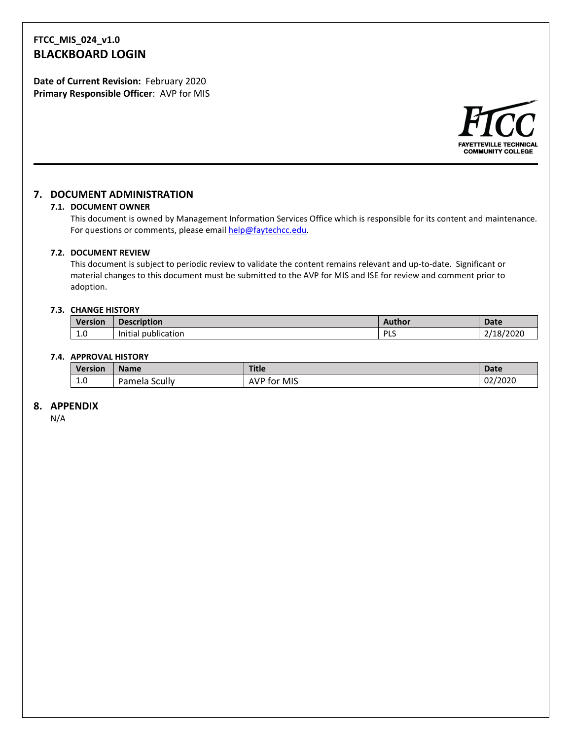## 7. DOCUMENT ADMINISTRATION

### 7.1. DOCUMENT OWNER

This document is owned by Management Information Services Office which is responsible for its content and maintenance. For questions or comments, please email help@faytechcc.edu.

### 7.2. DOCUMENT REVIEW

This document is subject to periodic review to validate the content remains relevant and up-to-date. Significant or material changes to this document must be submitted to the AVP for MIS and ISE for review and comment prior to adoption.

### 7.3. CHANGE HISTORY

| Version | Description | Author | Date |
|---|---|---|---|
| 1.0 | Initial publication | PLS | 2/18/2020 |

### 7.4. APPROVAL HISTORY

| Version | Name | Title | Date |
|---|---|---|---|
| 1.0 | Pamela Scully | AVP for MIS | 02/2020 |

## 8. APPENDIX

N/A